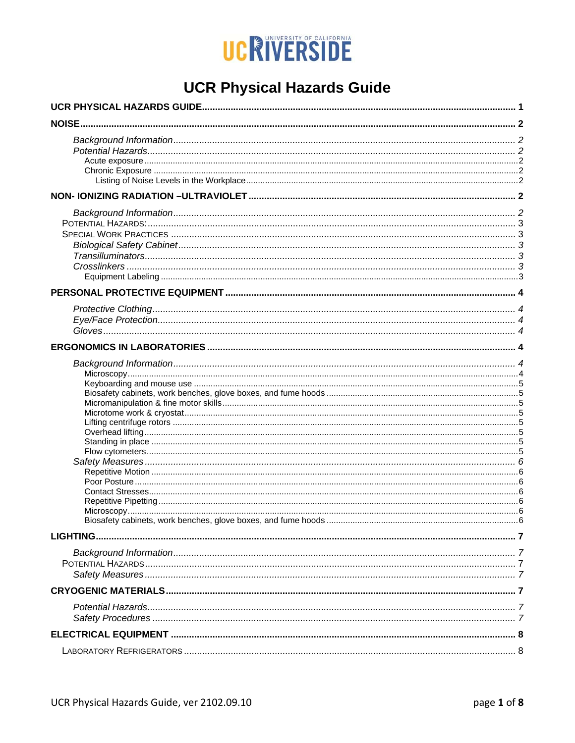UC RIVERSIDE
UNIVERSITY OF CALIFORNIA

# UCR Physical Hazards Guide

- **UCR PHYSICAL HAZARDS GUIDE** ........ **1**
- **NOISE** ........ **2**
  - *Background Information* ........ *2*
  - *Potential Hazards* ........ *2*
    - Acute exposure ........ 2
    - Chronic Exposure ........ 2
      - Listing of Noise Levels in the Workplace ........ 2
- **NON- IONIZING RADIATION –ULTRAVIOLET** ........ **2**
  - *Background Information* ........ *2*
  - Potential Hazards: ........ 3
  - Special Work Practices ........ 3
  - *Biological Safety Cabinet* ........ *3*
  - *Transilluminators* ........ *3*
  - *Crosslinkers* ........ *3*
    - Equipment Labeling ........ 3
- **PERSONAL PROTECTIVE EQUIPMENT** ........ **4**
  - *Protective Clothing* ........ *4*
  - *Eye/Face Protection* ........ *4*
  - *Gloves* ........ *4*
- **ERGONOMICS IN LABORATORIES** ........ **4**
  - *Background Information* ........ *4*
    - Microscopy ........ 4
    - Keyboarding and mouse use ........ 5
    - Biosafety cabinets, work benches, glove boxes, and fume hoods ........ 5
    - Micromanipulation & fine motor skills ........ 5
    - Microtome work & cryostat ........ 5
    - Lifting centrifuge rotors ........ 5
    - Overhead lifting ........ 5
    - Standing in place ........ 5
    - Flow cytometers ........ 5
  - *Safety Measures* ........ *6*
    - Repetitive Motion ........ 6
    - Poor Posture ........ 6
    - Contact Stresses ........ 6
    - Repetitive Pipetting ........ 6
    - Microscopy ........ 6
    - Biosafety cabinets, work benches, glove boxes, and fume hoods ........ 6
- **LIGHTING** ........ **7**
  - *Background Information* ........ *7*
  - Potential Hazards ........ 7
  - *Safety Measures* ........ *7*
- **CRYOGENIC MATERIALS** ........ **7**
  - *Potential Hazards* ........ *7*
  - *Safety Procedures* ........ *7*
- **ELECTRICAL EQUIPMENT** ........ **8**
  - Laboratory Refrigerators ........ 8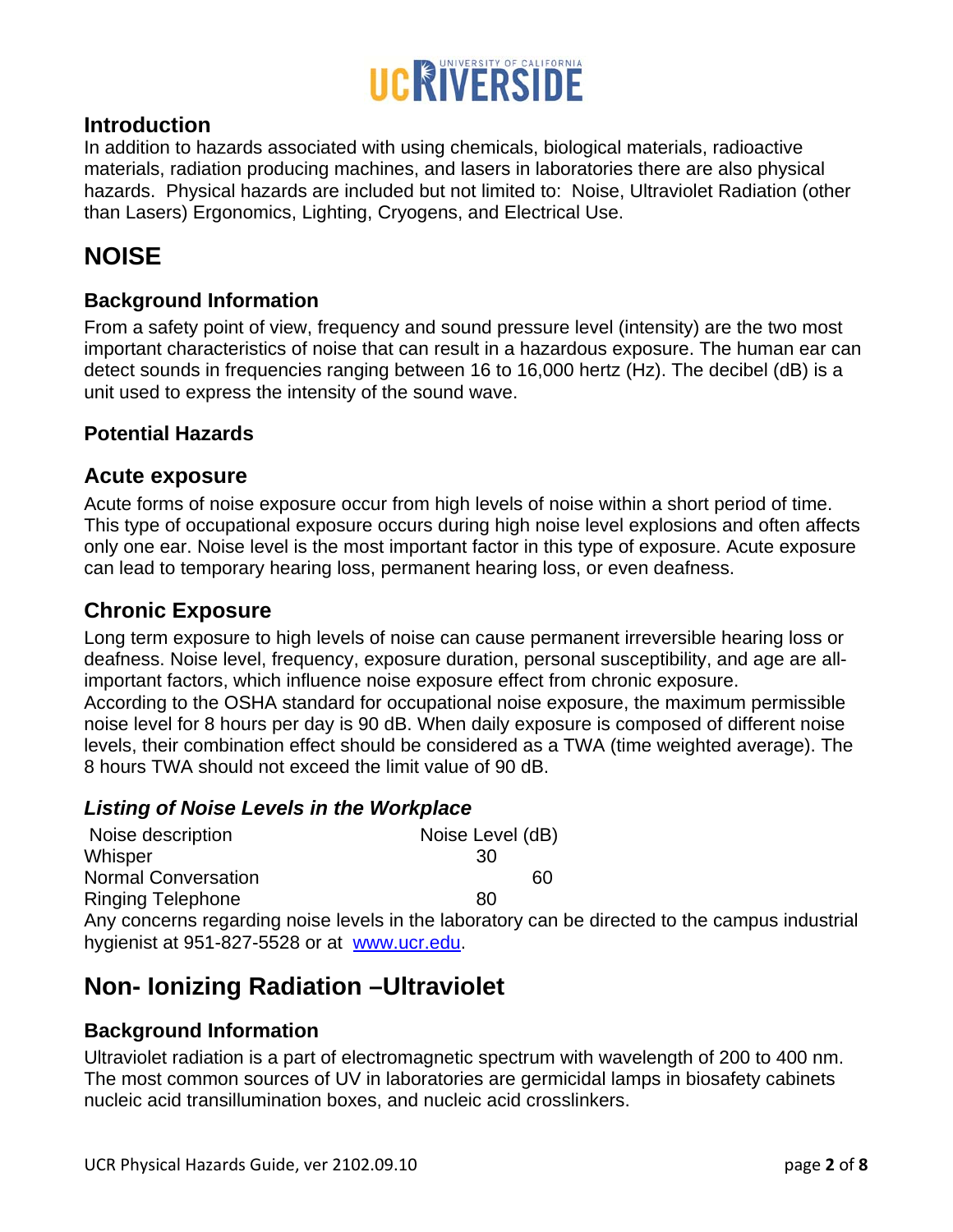## Introduction

In addition to hazards associated with using chemicals, biological materials, radioactive materials, radiation producing machines, and lasers in laboratories there are also physical hazards. Physical hazards are included but not limited to: Noise, Ultraviolet Radiation (other than Lasers) Ergonomics, Lighting, Cryogens, and Electrical Use.

# NOISE

### Background Information

From a safety point of view, frequency and sound pressure level (intensity) are the two most important characteristics of noise that can result in a hazardous exposure. The human ear can detect sounds in frequencies ranging between 16 to 16,000 hertz (Hz). The decibel (dB) is a unit used to express the intensity of the sound wave.

### Potential Hazards

## Acute exposure

Acute forms of noise exposure occur from high levels of noise within a short period of time. This type of occupational exposure occurs during high noise level explosions and often affects only one ear. Noise level is the most important factor in this type of exposure. Acute exposure can lead to temporary hearing loss, permanent hearing loss, or even deafness.

## Chronic Exposure

Long term exposure to high levels of noise can cause permanent irreversible hearing loss or deafness. Noise level, frequency, exposure duration, personal susceptibility, and age are all-important factors, which influence noise exposure effect from chronic exposure.
According to the OSHA standard for occupational noise exposure, the maximum permissible noise level for 8 hours per day is 90 dB. When daily exposure is composed of different noise levels, their combination effect should be considered as a TWA (time weighted average). The 8 hours TWA should not exceed the limit value of 90 dB.

### *Listing of Noise Levels in the Workplace*

| Noise description | Noise Level (dB) |
|---|---|
| Whisper | 30 |
| Normal Conversation | 60 |
| Ringing Telephone | 80 |

Any concerns regarding noise levels in the laboratory can be directed to the campus industrial hygienist at 951-827-5528 or at [www.ucr.edu](http://www.ucr.edu).

# Non- Ionizing Radiation –Ultraviolet

### Background Information

Ultraviolet radiation is a part of electromagnetic spectrum with wavelength of 200 to 400 nm. The most common sources of UV in laboratories are germicidal lamps in biosafety cabinets nucleic acid transillumination boxes, and nucleic acid crosslinkers.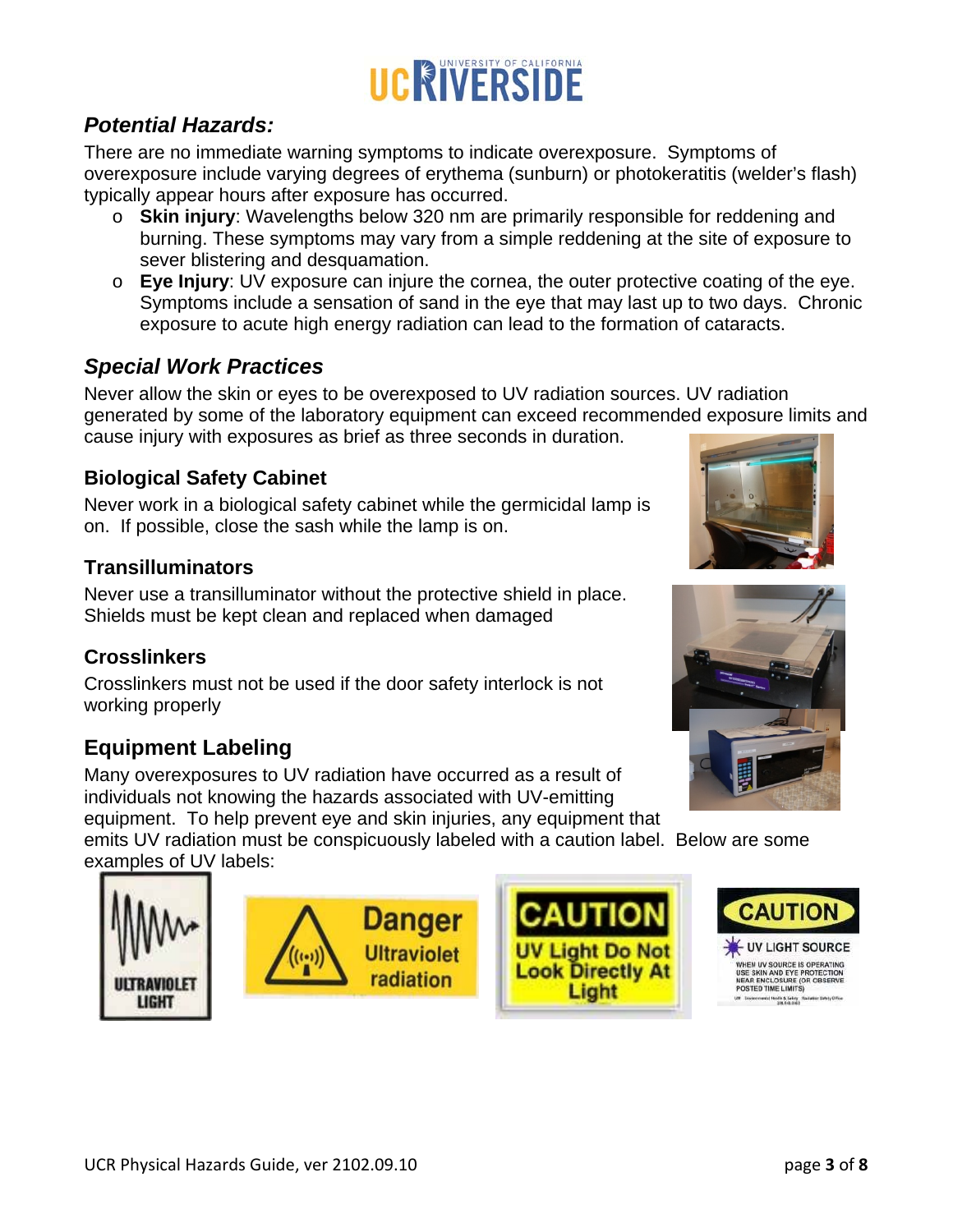## *Potential Hazards:*

There are no immediate warning symptoms to indicate overexposure. Symptoms of overexposure include varying degrees of erythema (sunburn) or photokeratitis (welder's flash) typically appear hours after exposure has occurred.

- **Skin injury**: Wavelengths below 320 nm are primarily responsible for reddening and burning. These symptoms may vary from a simple reddening at the site of exposure to sever blistering and desquamation.
- **Eye Injury**: UV exposure can injure the cornea, the outer protective coating of the eye. Symptoms include a sensation of sand in the eye that may last up to two days. Chronic exposure to acute high energy radiation can lead to the formation of cataracts.

## *Special Work Practices*

Never allow the skin or eyes to be overexposed to UV radiation sources. UV radiation generated by some of the laboratory equipment can exceed recommended exposure limits and cause injury with exposures as brief as three seconds in duration.

### Biological Safety Cabinet

Never work in a biological safety cabinet while the germicidal lamp is on. If possible, close the sash while the lamp is on.

### Transilluminators

Never use a transilluminator without the protective shield in place. Shields must be kept clean and replaced when damaged

### Crosslinkers

Crosslinkers must not be used if the door safety interlock is not working properly

## Equipment Labeling

Many overexposures to UV radiation have occurred as a result of individuals not knowing the hazards associated with UV-emitting equipment. To help prevent eye and skin injuries, any equipment that emits UV radiation must be conspicuously labeled with a caution label. Below are some examples of UV labels: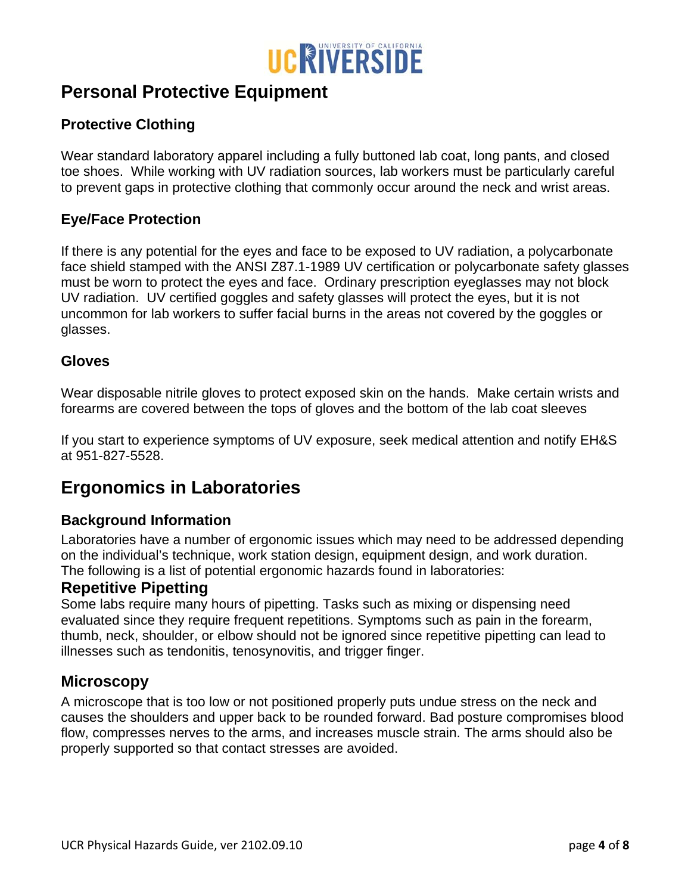# Personal Protective Equipment

### Protective Clothing

Wear standard laboratory apparel including a fully buttoned lab coat, long pants, and closed toe shoes. While working with UV radiation sources, lab workers must be particularly careful to prevent gaps in protective clothing that commonly occur around the neck and wrist areas.

### Eye/Face Protection

If there is any potential for the eyes and face to be exposed to UV radiation, a polycarbonate face shield stamped with the ANSI Z87.1-1989 UV certification or polycarbonate safety glasses must be worn to protect the eyes and face. Ordinary prescription eyeglasses may not block UV radiation. UV certified goggles and safety glasses will protect the eyes, but it is not uncommon for lab workers to suffer facial burns in the areas not covered by the goggles or glasses.

### Gloves

Wear disposable nitrile gloves to protect exposed skin on the hands. Make certain wrists and forearms are covered between the tops of gloves and the bottom of the lab coat sleeves

If you start to experience symptoms of UV exposure, seek medical attention and notify EH&S at 951-827-5528.

# Ergonomics in Laboratories

### Background Information

Laboratories have a number of ergonomic issues which may need to be addressed depending on the individual's technique, work station design, equipment design, and work duration. The following is a list of potential ergonomic hazards found in laboratories:

## Repetitive Pipetting

Some labs require many hours of pipetting. Tasks such as mixing or dispensing need evaluated since they require frequent repetitions. Symptoms such as pain in the forearm, thumb, neck, shoulder, or elbow should not be ignored since repetitive pipetting can lead to illnesses such as tendonitis, tenosynovitis, and trigger finger.

## Microscopy

A microscope that is too low or not positioned properly puts undue stress on the neck and causes the shoulders and upper back to be rounded forward. Bad posture compromises blood flow, compresses nerves to the arms, and increases muscle strain. The arms should also be properly supported so that contact stresses are avoided.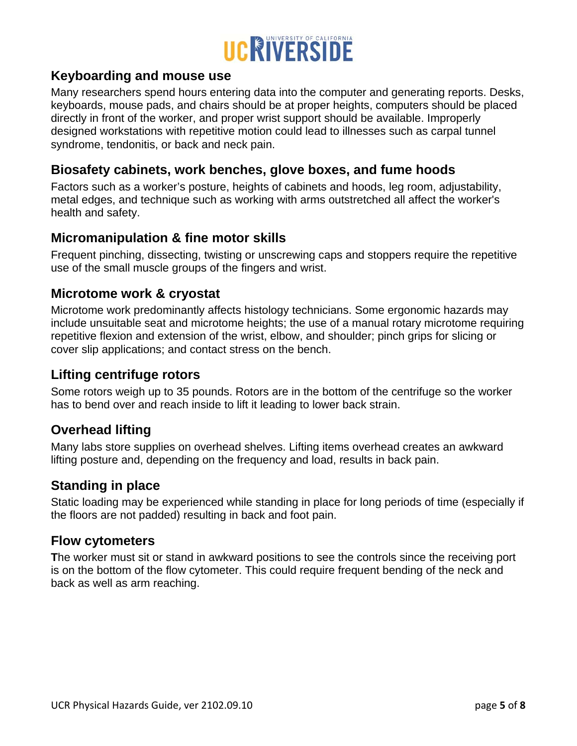## Keyboarding and mouse use

Many researchers spend hours entering data into the computer and generating reports. Desks, keyboards, mouse pads, and chairs should be at proper heights, computers should be placed directly in front of the worker, and proper wrist support should be available. Improperly designed workstations with repetitive motion could lead to illnesses such as carpal tunnel syndrome, tendonitis, or back and neck pain.

## Biosafety cabinets, work benches, glove boxes, and fume hoods

Factors such as a worker's posture, heights of cabinets and hoods, leg room, adjustability, metal edges, and technique such as working with arms outstretched all affect the worker's health and safety.

## Micromanipulation & fine motor skills

Frequent pinching, dissecting, twisting or unscrewing caps and stoppers require the repetitive use of the small muscle groups of the fingers and wrist.

## Microtome work & cryostat

Microtome work predominantly affects histology technicians. Some ergonomic hazards may include unsuitable seat and microtome heights; the use of a manual rotary microtome requiring repetitive flexion and extension of the wrist, elbow, and shoulder; pinch grips for slicing or cover slip applications; and contact stress on the bench.

## Lifting centrifuge rotors

Some rotors weigh up to 35 pounds. Rotors are in the bottom of the centrifuge so the worker has to bend over and reach inside to lift it leading to lower back strain.

## Overhead lifting

Many labs store supplies on overhead shelves. Lifting items overhead creates an awkward lifting posture and, depending on the frequency and load, results in back pain.

## Standing in place

Static loading may be experienced while standing in place for long periods of time (especially if the floors are not padded) resulting in back and foot pain.

## Flow cytometers

The worker must sit or stand in awkward positions to see the controls since the receiving port is on the bottom of the flow cytometer. This could require frequent bending of the neck and back as well as arm reaching.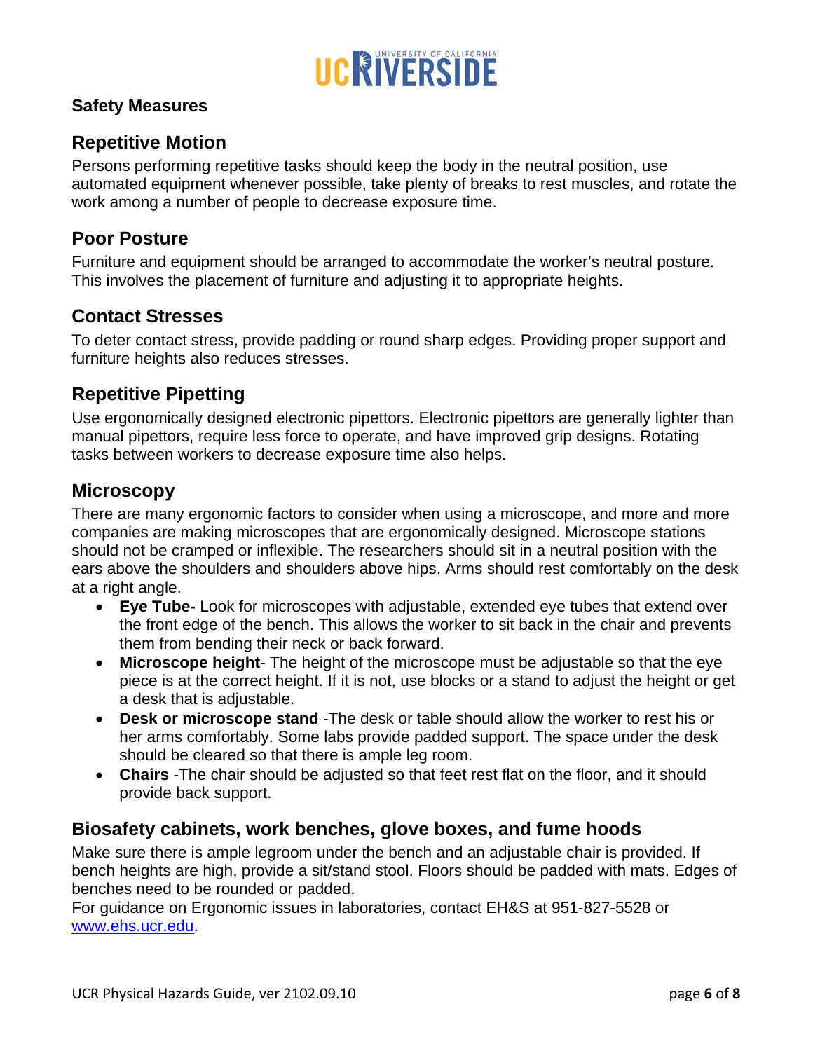**Safety Measures**

## Repetitive Motion

Persons performing repetitive tasks should keep the body in the neutral position, use automated equipment whenever possible, take plenty of breaks to rest muscles, and rotate the work among a number of people to decrease exposure time.

## Poor Posture

Furniture and equipment should be arranged to accommodate the worker's neutral posture. This involves the placement of furniture and adjusting it to appropriate heights.

## Contact Stresses

To deter contact stress, provide padding or round sharp edges. Providing proper support and furniture heights also reduces stresses.

## Repetitive Pipetting

Use ergonomically designed electronic pipettors. Electronic pipettors are generally lighter than manual pipettors, require less force to operate, and have improved grip designs. Rotating tasks between workers to decrease exposure time also helps.

## Microscopy

There are many ergonomic factors to consider when using a microscope, and more and more companies are making microscopes that are ergonomically designed. Microscope stations should not be cramped or inflexible. The researchers should sit in a neutral position with the ears above the shoulders and shoulders above hips. Arms should rest comfortably on the desk at a right angle.

- **Eye Tube-** Look for microscopes with adjustable, extended eye tubes that extend over the front edge of the bench. This allows the worker to sit back in the chair and prevents them from bending their neck or back forward.
- **Microscope height**- The height of the microscope must be adjustable so that the eye piece is at the correct height. If it is not, use blocks or a stand to adjust the height or get a desk that is adjustable.
- **Desk or microscope stand** -The desk or table should allow the worker to rest his or her arms comfortably. Some labs provide padded support. The space under the desk should be cleared so that there is ample leg room.
- **Chairs** -The chair should be adjusted so that feet rest flat on the floor, and it should provide back support.

## Biosafety cabinets, work benches, glove boxes, and fume hoods

Make sure there is ample legroom under the bench and an adjustable chair is provided. If bench heights are high, provide a sit/stand stool. Floors should be padded with mats. Edges of benches need to be rounded or padded.

For guidance on Ergonomic issues in laboratories, contact EH&S at 951-827-5528 or [www.ehs.ucr.edu](http://www.ehs.ucr.edu).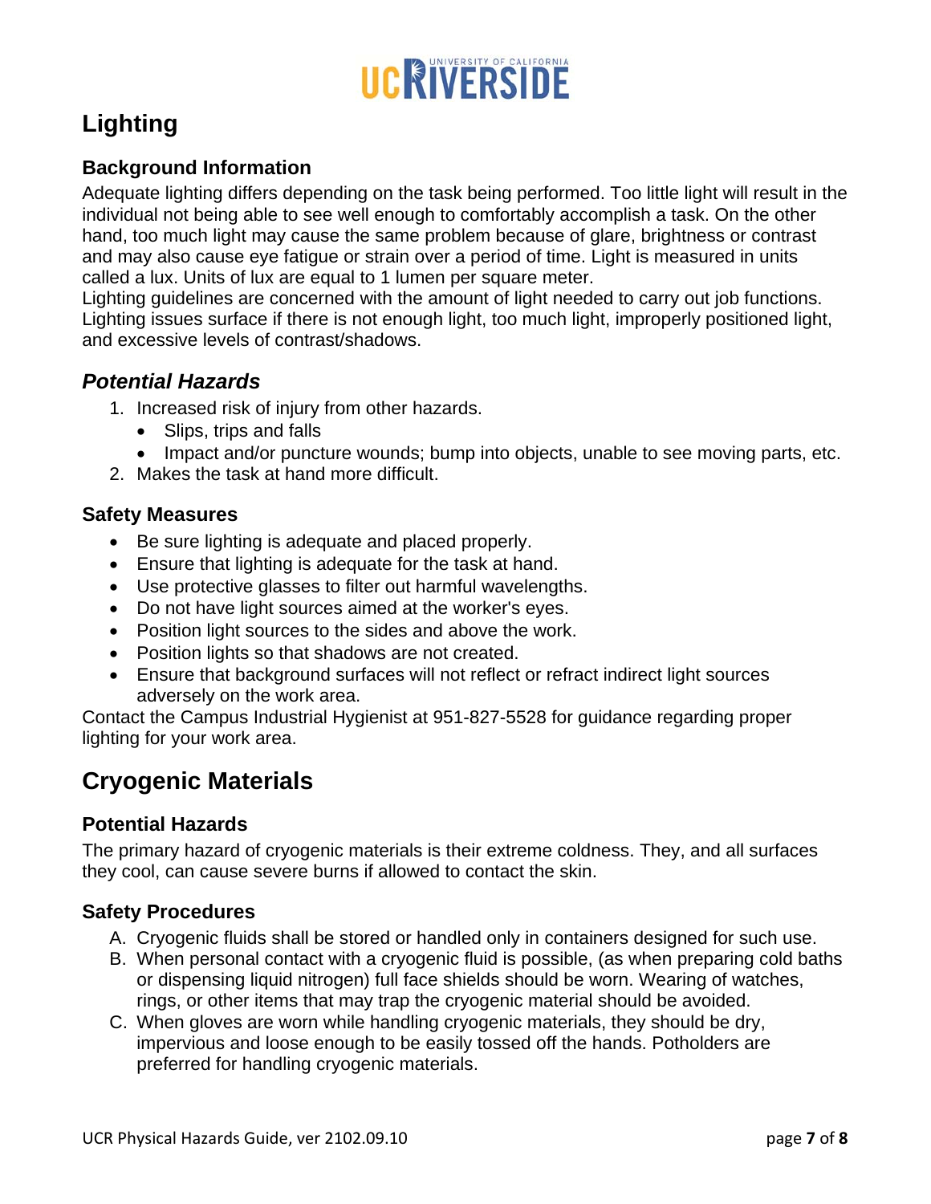# Lighting

### Background Information

Adequate lighting differs depending on the task being performed. Too little light will result in the individual not being able to see well enough to comfortably accomplish a task. On the other hand, too much light may cause the same problem because of glare, brightness or contrast and may also cause eye fatigue or strain over a period of time. Light is measured in units called a lux. Units of lux are equal to 1 lumen per square meter.
Lighting guidelines are concerned with the amount of light needed to carry out job functions. Lighting issues surface if there is not enough light, too much light, improperly positioned light, and excessive levels of contrast/shadows.

## *Potential Hazards*

1. Increased risk of injury from other hazards.
   - Slips, trips and falls
   - Impact and/or puncture wounds; bump into objects, unable to see moving parts, etc.
2. Makes the task at hand more difficult.

### Safety Measures

- Be sure lighting is adequate and placed properly.
- Ensure that lighting is adequate for the task at hand.
- Use protective glasses to filter out harmful wavelengths.
- Do not have light sources aimed at the worker's eyes.
- Position light sources to the sides and above the work.
- Position lights so that shadows are not created.
- Ensure that background surfaces will not reflect or refract indirect light sources adversely on the work area.

Contact the Campus Industrial Hygienist at 951-827-5528 for guidance regarding proper lighting for your work area.

# Cryogenic Materials

### Potential Hazards

The primary hazard of cryogenic materials is their extreme coldness. They, and all surfaces they cool, can cause severe burns if allowed to contact the skin.

### Safety Procedures

A. Cryogenic fluids shall be stored or handled only in containers designed for such use.
B. When personal contact with a cryogenic fluid is possible, (as when preparing cold baths or dispensing liquid nitrogen) full face shields should be worn. Wearing of watches, rings, or other items that may trap the cryogenic material should be avoided.
C. When gloves are worn while handling cryogenic materials, they should be dry, impervious and loose enough to be easily tossed off the hands. Potholders are preferred for handling cryogenic materials.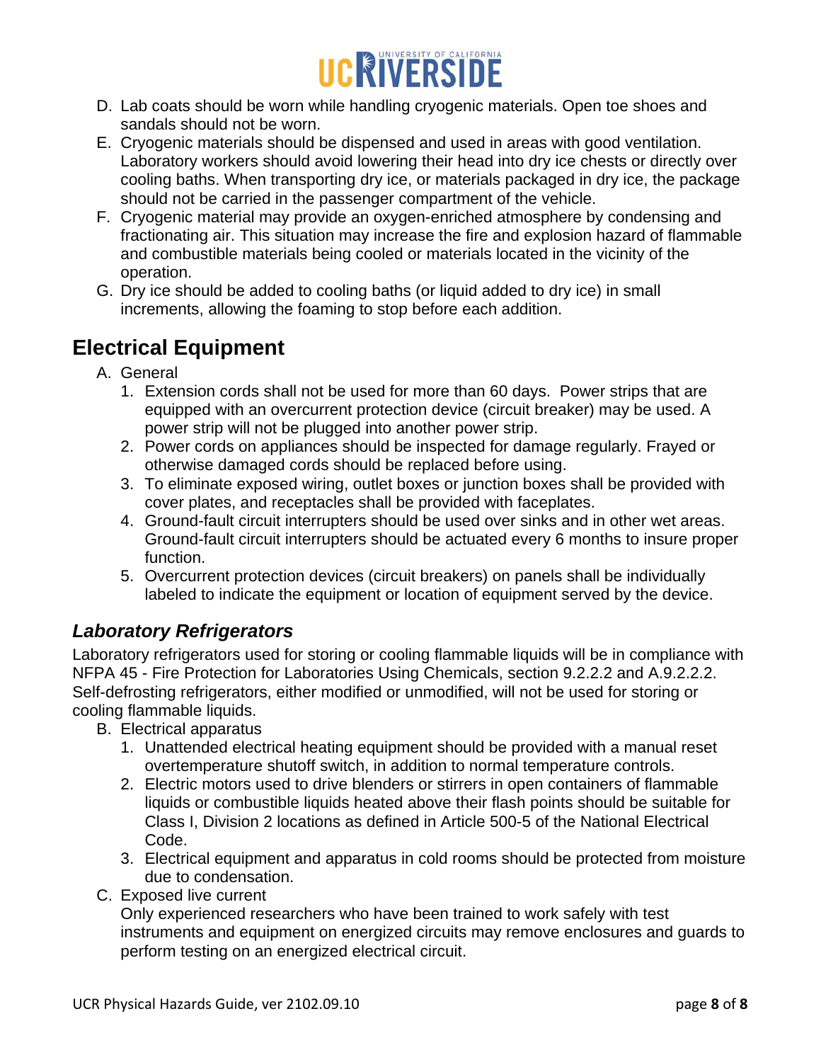D. Lab coats should be worn while handling cryogenic materials. Open toe shoes and sandals should not be worn.
E. Cryogenic materials should be dispensed and used in areas with good ventilation. Laboratory workers should avoid lowering their head into dry ice chests or directly over cooling baths. When transporting dry ice, or materials packaged in dry ice, the package should not be carried in the passenger compartment of the vehicle.
F. Cryogenic material may provide an oxygen-enriched atmosphere by condensing and fractionating air. This situation may increase the fire and explosion hazard of flammable and combustible materials being cooled or materials located in the vicinity of the operation.
G. Dry ice should be added to cooling baths (or liquid added to dry ice) in small increments, allowing the foaming to stop before each addition.

## Electrical Equipment

A. General
   1. Extension cords shall not be used for more than 60 days. Power strips that are equipped with an overcurrent protection device (circuit breaker) may be used. A power strip will not be plugged into another power strip.
   2. Power cords on appliances should be inspected for damage regularly. Frayed or otherwise damaged cords should be replaced before using.
   3. To eliminate exposed wiring, outlet boxes or junction boxes shall be provided with cover plates, and receptacles shall be provided with faceplates.
   4. Ground-fault circuit interrupters should be used over sinks and in other wet areas. Ground-fault circuit interrupters should be actuated every 6 months to insure proper function.
   5. Overcurrent protection devices (circuit breakers) on panels shall be individually labeled to indicate the equipment or location of equipment served by the device.

### *Laboratory Refrigerators*

Laboratory refrigerators used for storing or cooling flammable liquids will be in compliance with NFPA 45 - Fire Protection for Laboratories Using Chemicals, section 9.2.2.2 and A.9.2.2.2. Self-defrosting refrigerators, either modified or unmodified, will not be used for storing or cooling flammable liquids.

B. Electrical apparatus
   1. Unattended electrical heating equipment should be provided with a manual reset overtemperature shutoff switch, in addition to normal temperature controls.
   2. Electric motors used to drive blenders or stirrers in open containers of flammable liquids or combustible liquids heated above their flash points should be suitable for Class I, Division 2 locations as defined in Article 500-5 of the National Electrical Code.
   3. Electrical equipment and apparatus in cold rooms should be protected from moisture due to condensation.

C. Exposed live current
   Only experienced researchers who have been trained to work safely with test instruments and equipment on energized circuits may remove enclosures and guards to perform testing on an energized electrical circuit.